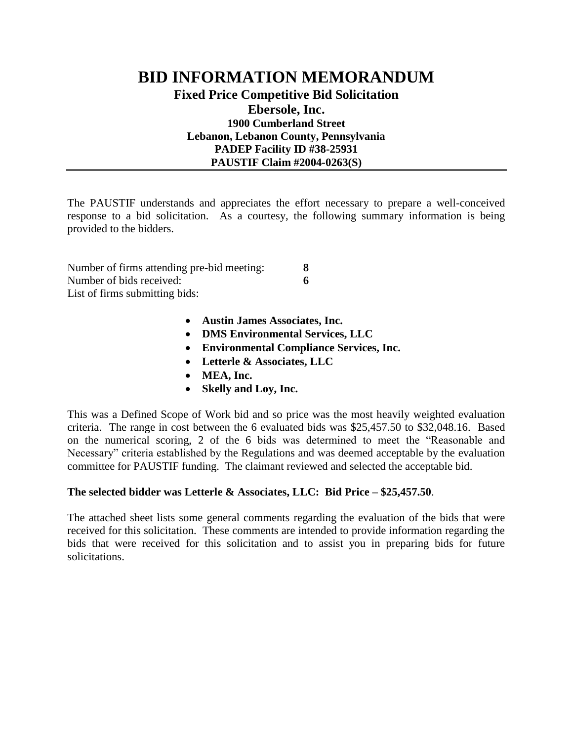# BID INFORMATION MEMORANDUM

## Fixed Price Competitive Bid Solicitation

## Ebersole, Inc.

**1900 Cumberland Street**
**Lebanon, Lebanon County, Pennsylvania**
**PADEP Facility ID #38-25931**
**PAUSTIF Claim #2004-0263(S)**

---

The PAUSTIF understands and appreciates the effort necessary to prepare a well-conceived response to a bid solicitation. As a courtesy, the following summary information is being provided to the bidders.

Number of firms attending pre-bid meeting: **8**
Number of bids received: **6**
List of firms submitting bids:

- **Austin James Associates, Inc.**
- **DMS Environmental Services, LLC**
- **Environmental Compliance Services, Inc.**
- **Letterle & Associates, LLC**
- **MEA, Inc.**
- **Skelly and Loy, Inc.**

This was a Defined Scope of Work bid and so price was the most heavily weighted evaluation criteria. The range in cost between the 6 evaluated bids was $25,457.50 to $32,048.16. Based on the numerical scoring, 2 of the 6 bids was determined to meet the "Reasonable and Necessary" criteria established by the Regulations and was deemed acceptable by the evaluation committee for PAUSTIF funding. The claimant reviewed and selected the acceptable bid.

**The selected bidder was Letterle & Associates, LLC: Bid Price – $25,457.50**.

The attached sheet lists some general comments regarding the evaluation of the bids that were received for this solicitation. These comments are intended to provide information regarding the bids that were received for this solicitation and to assist you in preparing bids for future solicitations.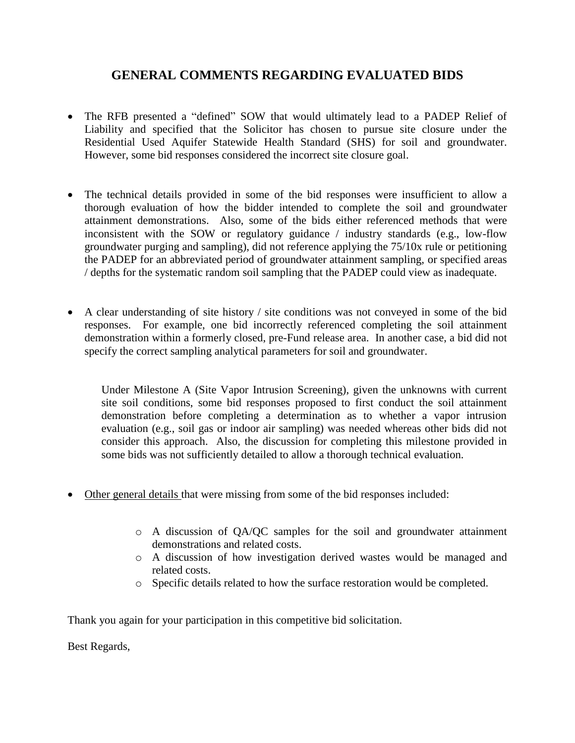## GENERAL COMMENTS REGARDING EVALUATED BIDS

- The RFB presented a "defined" SOW that would ultimately lead to a PADEP Relief of Liability and specified that the Solicitor has chosen to pursue site closure under the Residential Used Aquifer Statewide Health Standard (SHS) for soil and groundwater. However, some bid responses considered the incorrect site closure goal.

- The technical details provided in some of the bid responses were insufficient to allow a thorough evaluation of how the bidder intended to complete the soil and groundwater attainment demonstrations. Also, some of the bids either referenced methods that were inconsistent with the SOW or regulatory guidance / industry standards (e.g., low-flow groundwater purging and sampling), did not reference applying the 75/10x rule or petitioning the PADEP for an abbreviated period of groundwater attainment sampling, or specified areas / depths for the systematic random soil sampling that the PADEP could view as inadequate.

- A clear understanding of site history / site conditions was not conveyed in some of the bid responses. For example, one bid incorrectly referenced completing the soil attainment demonstration within a formerly closed, pre-Fund release area. In another case, a bid did not specify the correct sampling analytical parameters for soil and groundwater.

  Under Milestone A (Site Vapor Intrusion Screening), given the unknowns with current site soil conditions, some bid responses proposed to first conduct the soil attainment demonstration before completing a determination as to whether a vapor intrusion evaluation (e.g., soil gas or indoor air sampling) was needed whereas other bids did not consider this approach. Also, the discussion for completing this milestone provided in some bids was not sufficiently detailed to allow a thorough technical evaluation.

- <u>Other general details</u> that were missing from some of the bid responses included:

  - A discussion of QA/QC samples for the soil and groundwater attainment demonstrations and related costs.
  - A discussion of how investigation derived wastes would be managed and related costs.
  - Specific details related to how the surface restoration would be completed.

Thank you again for your participation in this competitive bid solicitation.

Best Regards,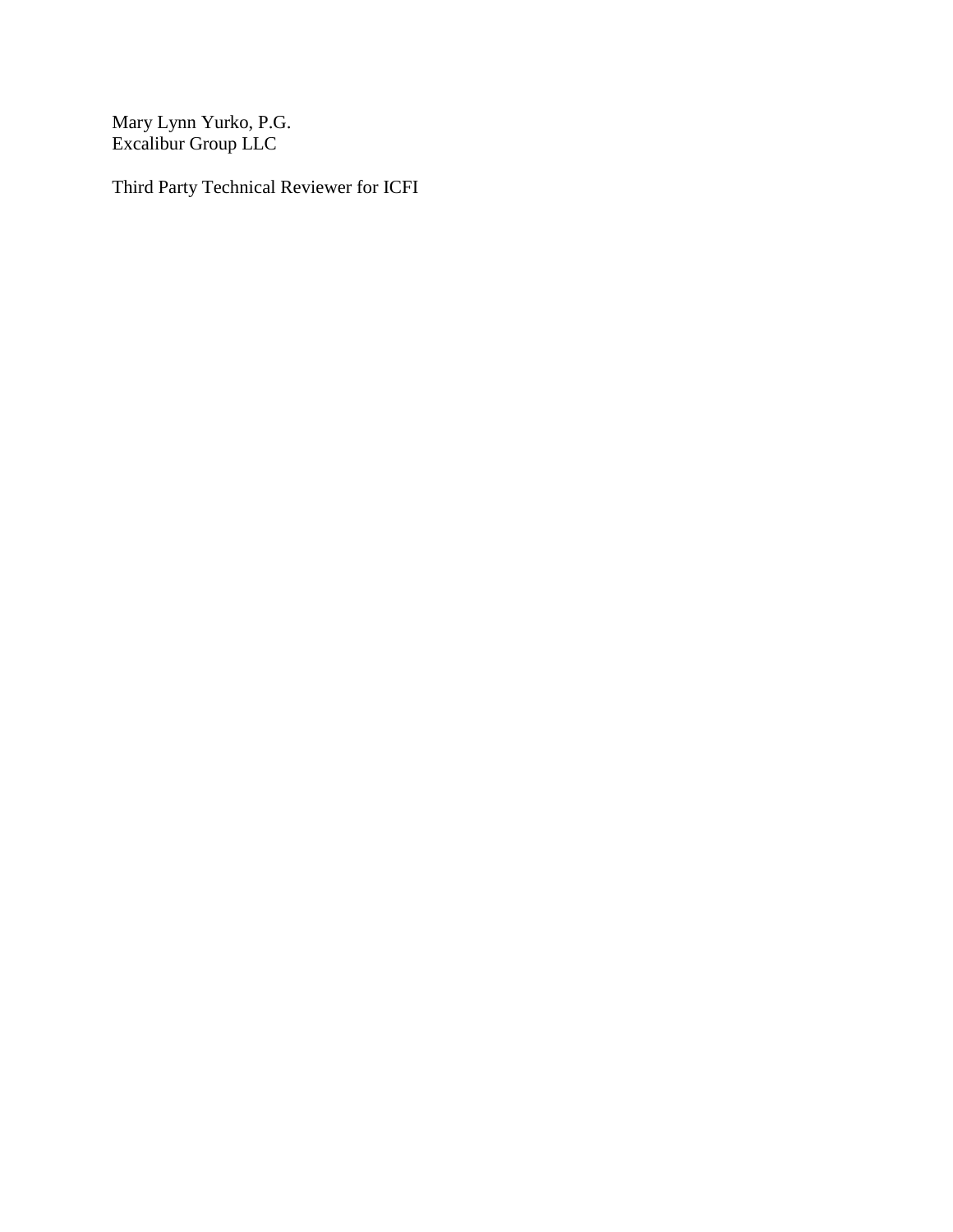Mary Lynn Yurko, P.G.
Excalibur Group LLC

Third Party Technical Reviewer for ICFI